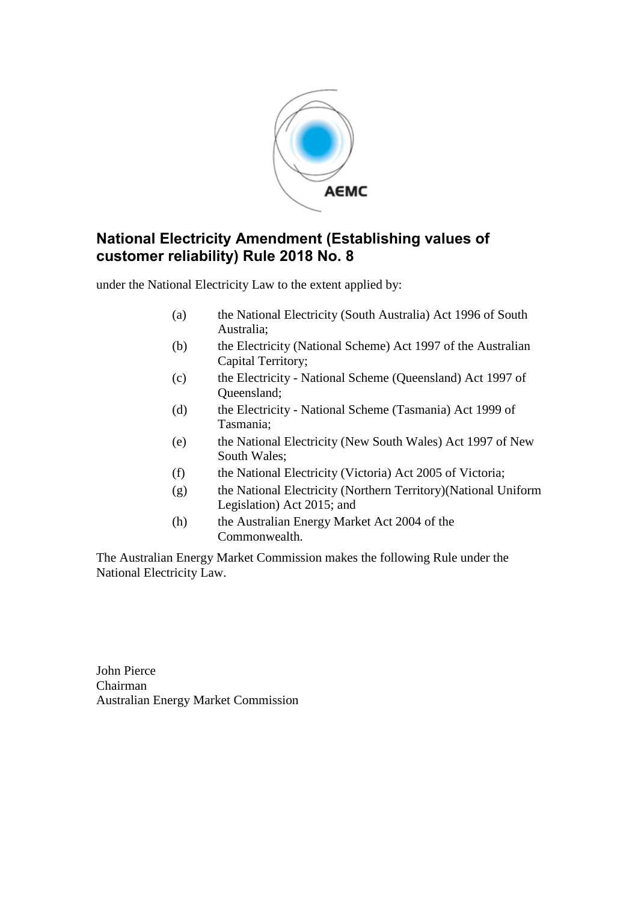# National Electricity Amendment (Establishing values of customer reliability) Rule 2018 No. 8

under the National Electricity Law to the extent applied by:

(a) the National Electricity (South Australia) Act 1996 of South Australia;

(b) the Electricity (National Scheme) Act 1997 of the Australian Capital Territory;

(c) the Electricity - National Scheme (Queensland) Act 1997 of Queensland;

(d) the Electricity - National Scheme (Tasmania) Act 1999 of Tasmania;

(e) the National Electricity (New South Wales) Act 1997 of New South Wales;

(f) the National Electricity (Victoria) Act 2005 of Victoria;

(g) the National Electricity (Northern Territory)(National Uniform Legislation) Act 2015; and

(h) the Australian Energy Market Act 2004 of the Commonwealth.

The Australian Energy Market Commission makes the following Rule under the National Electricity Law.

John Pierce
Chairman
Australian Energy Market Commission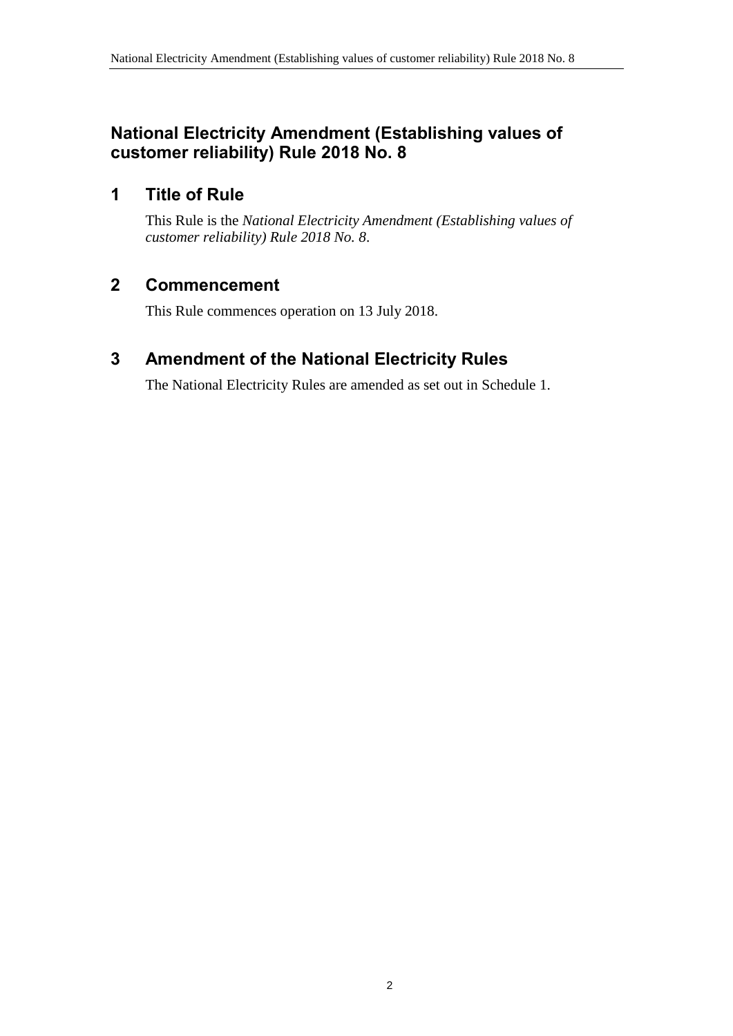# National Electricity Amendment (Establishing values of customer reliability) Rule 2018 No. 8

## 1 Title of Rule

This Rule is the *National Electricity Amendment (Establishing values of customer reliability) Rule 2018 No. 8*.

## 2 Commencement

This Rule commences operation on 13 July 2018.

## 3 Amendment of the National Electricity Rules

The National Electricity Rules are amended as set out in Schedule 1.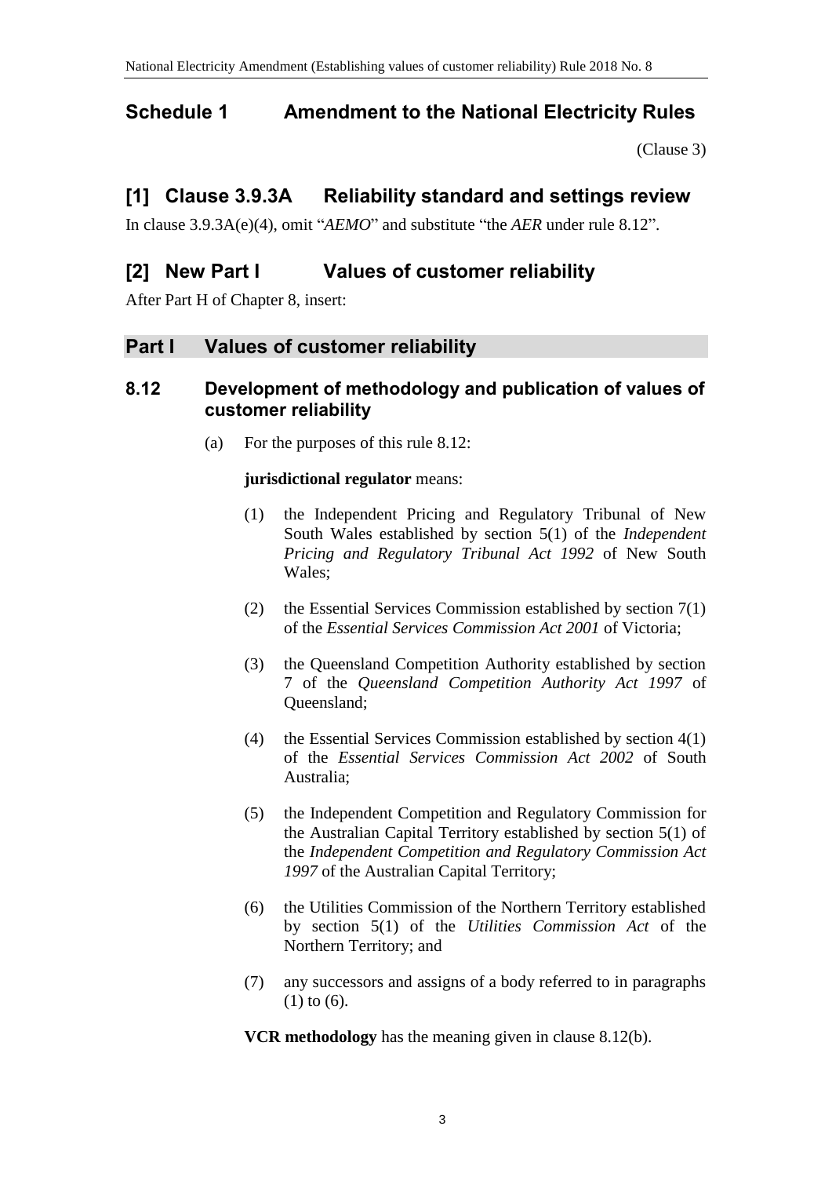## Schedule 1 Amendment to the National Electricity Rules

(Clause 3)

## [1] Clause 3.9.3A Reliability standard and settings review

In clause 3.9.3A(e)(4), omit "*AEMO*" and substitute "the *AER* under rule 8.12".

## [2] New Part I Values of customer reliability

After Part H of Chapter 8, insert:

## Part I Values of customer reliability

### 8.12 Development of methodology and publication of values of customer reliability

(a) For the purposes of this rule 8.12:

**jurisdictional regulator** means:

(1) the Independent Pricing and Regulatory Tribunal of New South Wales established by section 5(1) of the *Independent Pricing and Regulatory Tribunal Act 1992* of New South Wales;

(2) the Essential Services Commission established by section 7(1) of the *Essential Services Commission Act 2001* of Victoria;

(3) the Queensland Competition Authority established by section 7 of the *Queensland Competition Authority Act 1997* of Queensland;

(4) the Essential Services Commission established by section 4(1) of the *Essential Services Commission Act 2002* of South Australia;

(5) the Independent Competition and Regulatory Commission for the Australian Capital Territory established by section 5(1) of the *Independent Competition and Regulatory Commission Act 1997* of the Australian Capital Territory;

(6) the Utilities Commission of the Northern Territory established by section 5(1) of the *Utilities Commission Act* of the Northern Territory; and

(7) any successors and assigns of a body referred to in paragraphs (1) to (6).

**VCR methodology** has the meaning given in clause 8.12(b).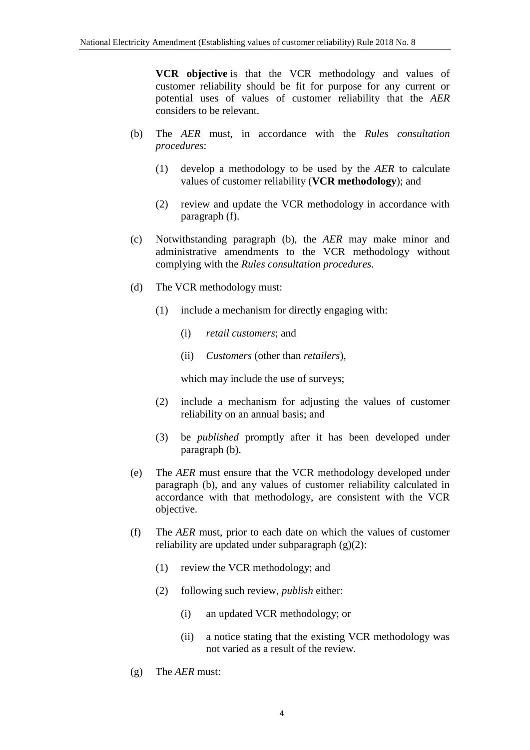**VCR objective** is that the VCR methodology and values of customer reliability should be fit for purpose for any current or potential uses of values of customer reliability that the *AER* considers to be relevant.

(b) The *AER* must, in accordance with the *Rules consultation procedures*:

(1) develop a methodology to be used by the *AER* to calculate values of customer reliability (**VCR methodology**); and

(2) review and update the VCR methodology in accordance with paragraph (f).

(c) Notwithstanding paragraph (b), the *AER* may make minor and administrative amendments to the VCR methodology without complying with the *Rules consultation procedures*.

(d) The VCR methodology must:

(1) include a mechanism for directly engaging with:

(i) *retail customers*; and

(ii) *Customers* (other than *retailers*),

which may include the use of surveys;

(2) include a mechanism for adjusting the values of customer reliability on an annual basis; and

(3) be *published* promptly after it has been developed under paragraph (b).

(e) The *AER* must ensure that the VCR methodology developed under paragraph (b), and any values of customer reliability calculated in accordance with that methodology, are consistent with the VCR objective.

(f) The *AER* must, prior to each date on which the values of customer reliability are updated under subparagraph (g)(2):

(1) review the VCR methodology; and

(2) following such review, *publish* either:

(i) an updated VCR methodology; or

(ii) a notice stating that the existing VCR methodology was not varied as a result of the review.

(g) The *AER* must: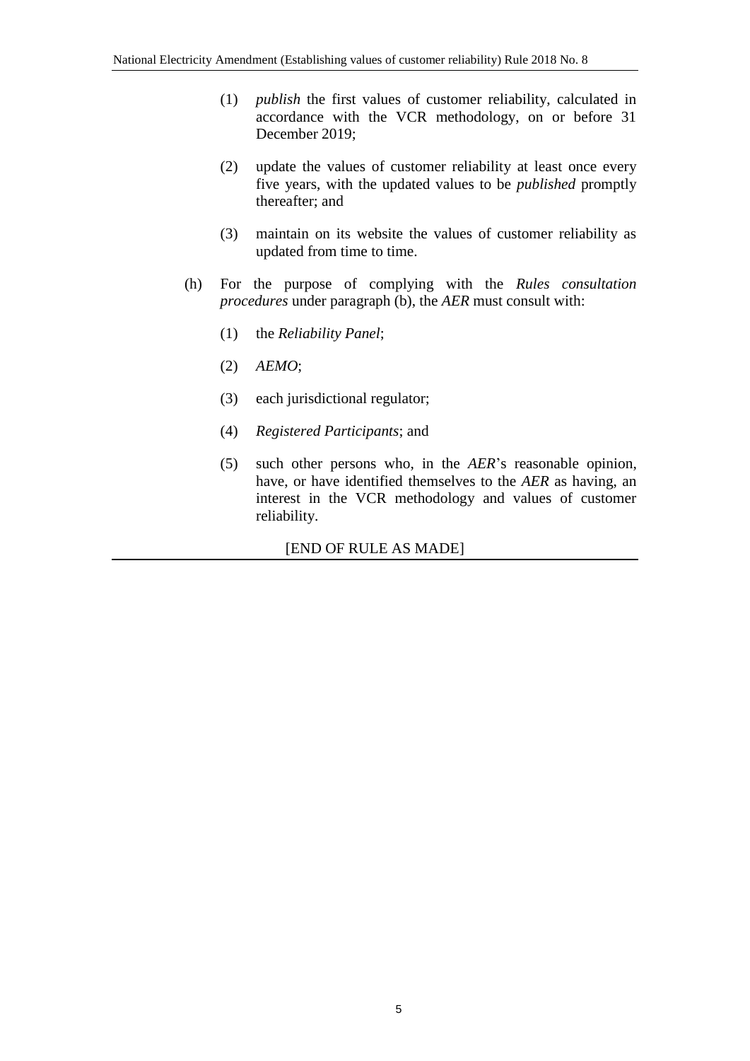(1) *publish* the first values of customer reliability, calculated in accordance with the VCR methodology, on or before 31 December 2019;

(2) update the values of customer reliability at least once every five years, with the updated values to be *published* promptly thereafter; and

(3) maintain on its website the values of customer reliability as updated from time to time.

(h) For the purpose of complying with the *Rules consultation procedures* under paragraph (b), the *AER* must consult with:

(1) the *Reliability Panel*;

(2) *AEMO*;

(3) each jurisdictional regulator;

(4) *Registered Participants*; and

(5) such other persons who, in the *AER*'s reasonable opinion, have, or have identified themselves to the *AER* as having, an interest in the VCR methodology and values of customer reliability.

[END OF RULE AS MADE]